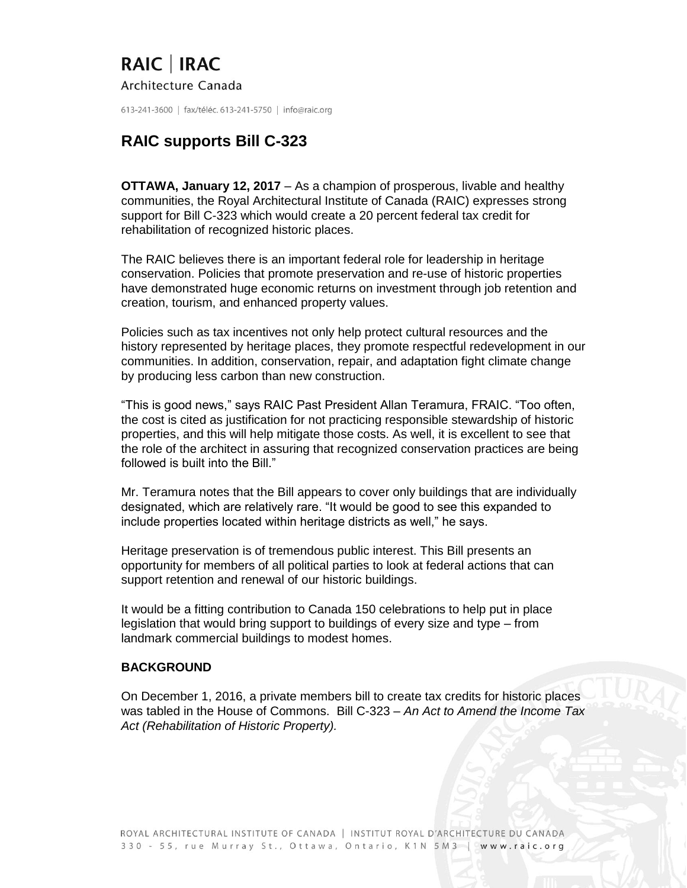RAIC | IRAC

Architecture Canada

613-241-3600 | fax/téléc. 613-241-5750 | info@raic.org

# RAIC supports Bill C-323

**OTTAWA, January 12, 2017** – As a champion of prosperous, livable and healthy communities, the Royal Architectural Institute of Canada (RAIC) expresses strong support for Bill C-323 which would create a 20 percent federal tax credit for rehabilitation of recognized historic places.

The RAIC believes there is an important federal role for leadership in heritage conservation. Policies that promote preservation and re-use of historic properties have demonstrated huge economic returns on investment through job retention and creation, tourism, and enhanced property values.

Policies such as tax incentives not only help protect cultural resources and the history represented by heritage places, they promote respectful redevelopment in our communities. In addition, conservation, repair, and adaptation fight climate change by producing less carbon than new construction.

"This is good news," says RAIC Past President Allan Teramura, FRAIC. "Too often, the cost is cited as justification for not practicing responsible stewardship of historic properties, and this will help mitigate those costs. As well, it is excellent to see that the role of the architect in assuring that recognized conservation practices are being followed is built into the Bill."

Mr. Teramura notes that the Bill appears to cover only buildings that are individually designated, which are relatively rare. "It would be good to see this expanded to include properties located within heritage districts as well," he says.

Heritage preservation is of tremendous public interest. This Bill presents an opportunity for members of all political parties to look at federal actions that can support retention and renewal of our historic buildings.

It would be a fitting contribution to Canada 150 celebrations to help put in place legislation that would bring support to buildings of every size and type – from landmark commercial buildings to modest homes.

## BACKGROUND

On December 1, 2016, a private members bill to create tax credits for historic places was tabled in the House of Commons. Bill C-323 – *An Act to Amend the Income Tax Act (Rehabilitation of Historic Property).*

ROYAL ARCHITECTURAL INSTITUTE OF CANADA | INSTITUT ROYAL D'ARCHITECTURE DU CANADA
330 - 55, rue Murray St., Ottawa, Ontario, K1N 5M3 | www.raic.org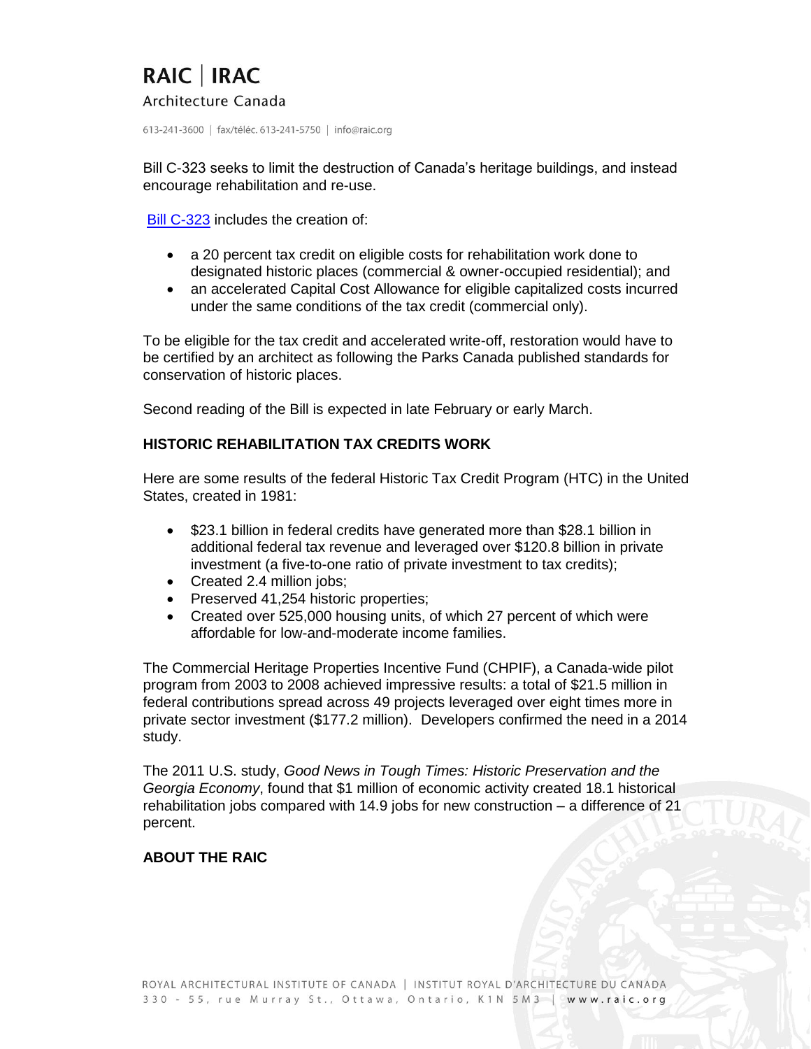Bill C-323 seeks to limit the destruction of Canada's heritage buildings, and instead encourage rehabilitation and re-use.

[Bill C-323](#) includes the creation of:

- a 20 percent tax credit on eligible costs for rehabilitation work done to designated historic places (commercial & owner-occupied residential); and
- an accelerated Capital Cost Allowance for eligible capitalized costs incurred under the same conditions of the tax credit (commercial only).

To be eligible for the tax credit and accelerated write-off, restoration would have to be certified by an architect as following the Parks Canada published standards for conservation of historic places.

Second reading of the Bill is expected in late February or early March.

**HISTORIC REHABILITATION TAX CREDITS WORK**

Here are some results of the federal Historic Tax Credit Program (HTC) in the United States, created in 1981:

- $23.1 billion in federal credits have generated more than $28.1 billion in additional federal tax revenue and leveraged over $120.8 billion in private investment (a five-to-one ratio of private investment to tax credits);
- Created 2.4 million jobs;
- Preserved 41,254 historic properties;
- Created over 525,000 housing units, of which 27 percent of which were affordable for low-and-moderate income families.

The Commercial Heritage Properties Incentive Fund (CHPIF), a Canada-wide pilot program from 2003 to 2008 achieved impressive results: a total of $21.5 million in federal contributions spread across 49 projects leveraged over eight times more in private sector investment ($177.2 million). Developers confirmed the need in a 2014 study.

The 2011 U.S. study, *Good News in Tough Times: Historic Preservation and the Georgia Economy*, found that $1 million of economic activity created 18.1 historical rehabilitation jobs compared with 14.9 jobs for new construction – a difference of 21 percent.

**ABOUT THE RAIC**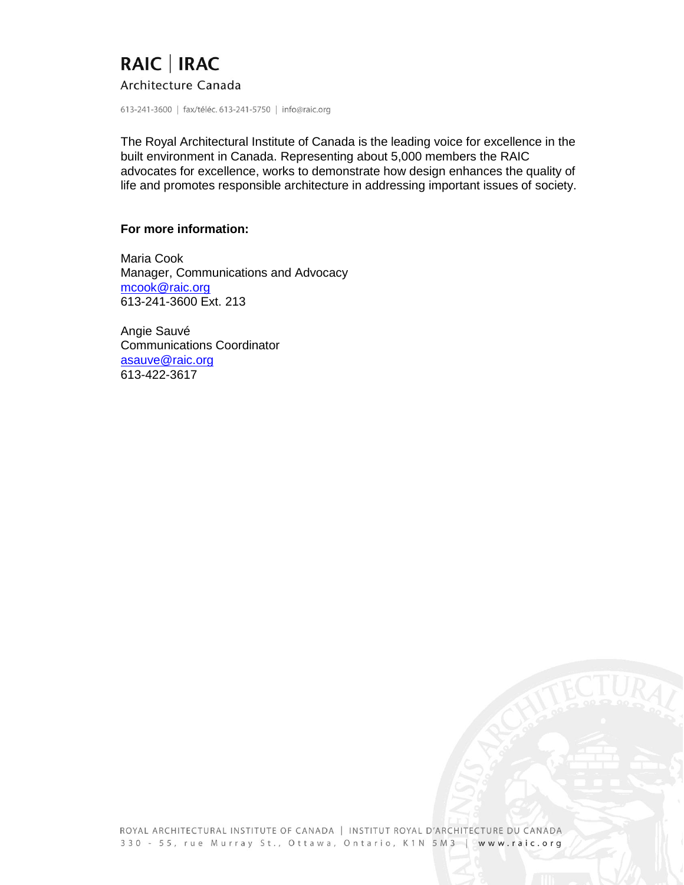The Royal Architectural Institute of Canada is the leading voice for excellence in the built environment in Canada. Representing about 5,000 members the RAIC advocates for excellence, works to demonstrate how design enhances the quality of life and promotes responsible architecture in addressing important issues of society.

**For more information:**

Maria Cook
Manager, Communications and Advocacy
mcook@raic.org
613-241-3600 Ext. 213

Angie Sauvé
Communications Coordinator
asauve@raic.org
613-422-3617